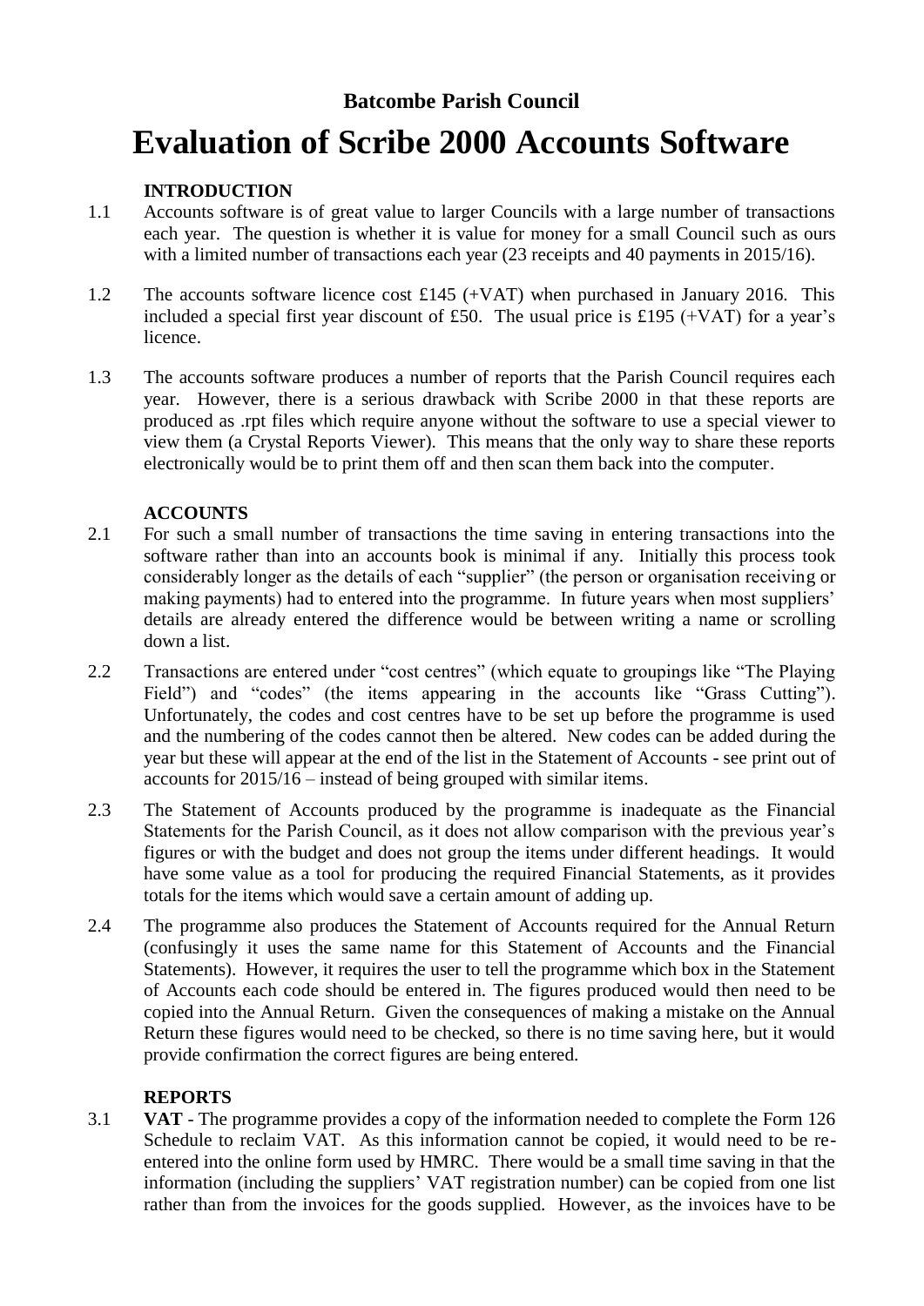**Batcombe Parish Council**

# Evaluation of Scribe 2000 Accounts Software

## INTRODUCTION

1.1 Accounts software is of great value to larger Councils with a large number of transactions each year. The question is whether it is value for money for a small Council such as ours with a limited number of transactions each year (23 receipts and 40 payments in 2015/16).

1.2 The accounts software licence cost £145 (+VAT) when purchased in January 2016. This included a special first year discount of £50. The usual price is £195 (+VAT) for a year's licence.

1.3 The accounts software produces a number of reports that the Parish Council requires each year. However, there is a serious drawback with Scribe 2000 in that these reports are produced as .rpt files which require anyone without the software to use a special viewer to view them (a Crystal Reports Viewer). This means that the only way to share these reports electronically would be to print them off and then scan them back into the computer.

## ACCOUNTS

2.1 For such a small number of transactions the time saving in entering transactions into the software rather than into an accounts book is minimal if any. Initially this process took considerably longer as the details of each "supplier" (the person or organisation receiving or making payments) had to entered into the programme. In future years when most suppliers' details are already entered the difference would be between writing a name or scrolling down a list.

2.2 Transactions are entered under "cost centres" (which equate to groupings like "The Playing Field") and "codes" (the items appearing in the accounts like "Grass Cutting"). Unfortunately, the codes and cost centres have to be set up before the programme is used and the numbering of the codes cannot then be altered. New codes can be added during the year but these will appear at the end of the list in the Statement of Accounts - see print out of accounts for 2015/16 – instead of being grouped with similar items.

2.3 The Statement of Accounts produced by the programme is inadequate as the Financial Statements for the Parish Council, as it does not allow comparison with the previous year's figures or with the budget and does not group the items under different headings. It would have some value as a tool for producing the required Financial Statements, as it provides totals for the items which would save a certain amount of adding up.

2.4 The programme also produces the Statement of Accounts required for the Annual Return (confusingly it uses the same name for this Statement of Accounts and the Financial Statements). However, it requires the user to tell the programme which box in the Statement of Accounts each code should be entered in. The figures produced would then need to be copied into the Annual Return. Given the consequences of making a mistake on the Annual Return these figures would need to be checked, so there is no time saving here, but it would provide confirmation the correct figures are being entered.

## REPORTS

3.1 **VAT** - The programme provides a copy of the information needed to complete the Form 126 Schedule to reclaim VAT. As this information cannot be copied, it would need to be re-entered into the online form used by HMRC. There would be a small time saving in that the information (including the suppliers' VAT registration number) can be copied from one list rather than from the invoices for the goods supplied. However, as the invoices have to be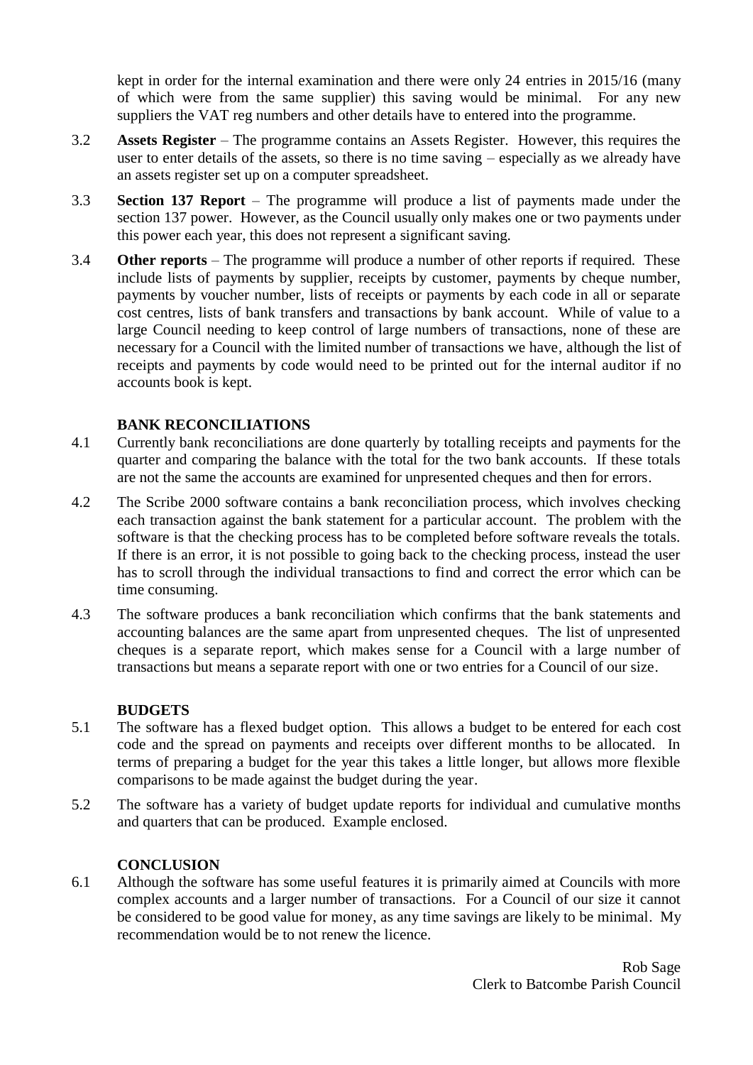kept in order for the internal examination and there were only 24 entries in 2015/16 (many of which were from the same supplier) this saving would be minimal. For any new suppliers the VAT reg numbers and other details have to entered into the programme.

3.2 **Assets Register** – The programme contains an Assets Register. However, this requires the user to enter details of the assets, so there is no time saving – especially as we already have an assets register set up on a computer spreadsheet.

3.3 **Section 137 Report** – The programme will produce a list of payments made under the section 137 power. However, as the Council usually only makes one or two payments under this power each year, this does not represent a significant saving.

3.4 **Other reports** – The programme will produce a number of other reports if required. These include lists of payments by supplier, receipts by customer, payments by cheque number, payments by voucher number, lists of receipts or payments by each code in all or separate cost centres, lists of bank transfers and transactions by bank account. While of value to a large Council needing to keep control of large numbers of transactions, none of these are necessary for a Council with the limited number of transactions we have, although the list of receipts and payments by code would need to be printed out for the internal auditor if no accounts book is kept.

**BANK RECONCILIATIONS**

4.1 Currently bank reconciliations are done quarterly by totalling receipts and payments for the quarter and comparing the balance with the total for the two bank accounts. If these totals are not the same the accounts are examined for unpresented cheques and then for errors.

4.2 The Scribe 2000 software contains a bank reconciliation process, which involves checking each transaction against the bank statement for a particular account. The problem with the software is that the checking process has to be completed before software reveals the totals. If there is an error, it is not possible to going back to the checking process, instead the user has to scroll through the individual transactions to find and correct the error which can be time consuming.

4.3 The software produces a bank reconciliation which confirms that the bank statements and accounting balances are the same apart from unpresented cheques. The list of unpresented cheques is a separate report, which makes sense for a Council with a large number of transactions but means a separate report with one or two entries for a Council of our size.

**BUDGETS**

5.1 The software has a flexed budget option. This allows a budget to be entered for each cost code and the spread on payments and receipts over different months to be allocated. In terms of preparing a budget for the year this takes a little longer, but allows more flexible comparisons to be made against the budget during the year.

5.2 The software has a variety of budget update reports for individual and cumulative months and quarters that can be produced. Example enclosed.

**CONCLUSION**

6.1 Although the software has some useful features it is primarily aimed at Councils with more complex accounts and a larger number of transactions. For a Council of our size it cannot be considered to be good value for money, as any time savings are likely to be minimal. My recommendation would be to not renew the licence.

Rob Sage
Clerk to Batcombe Parish Council